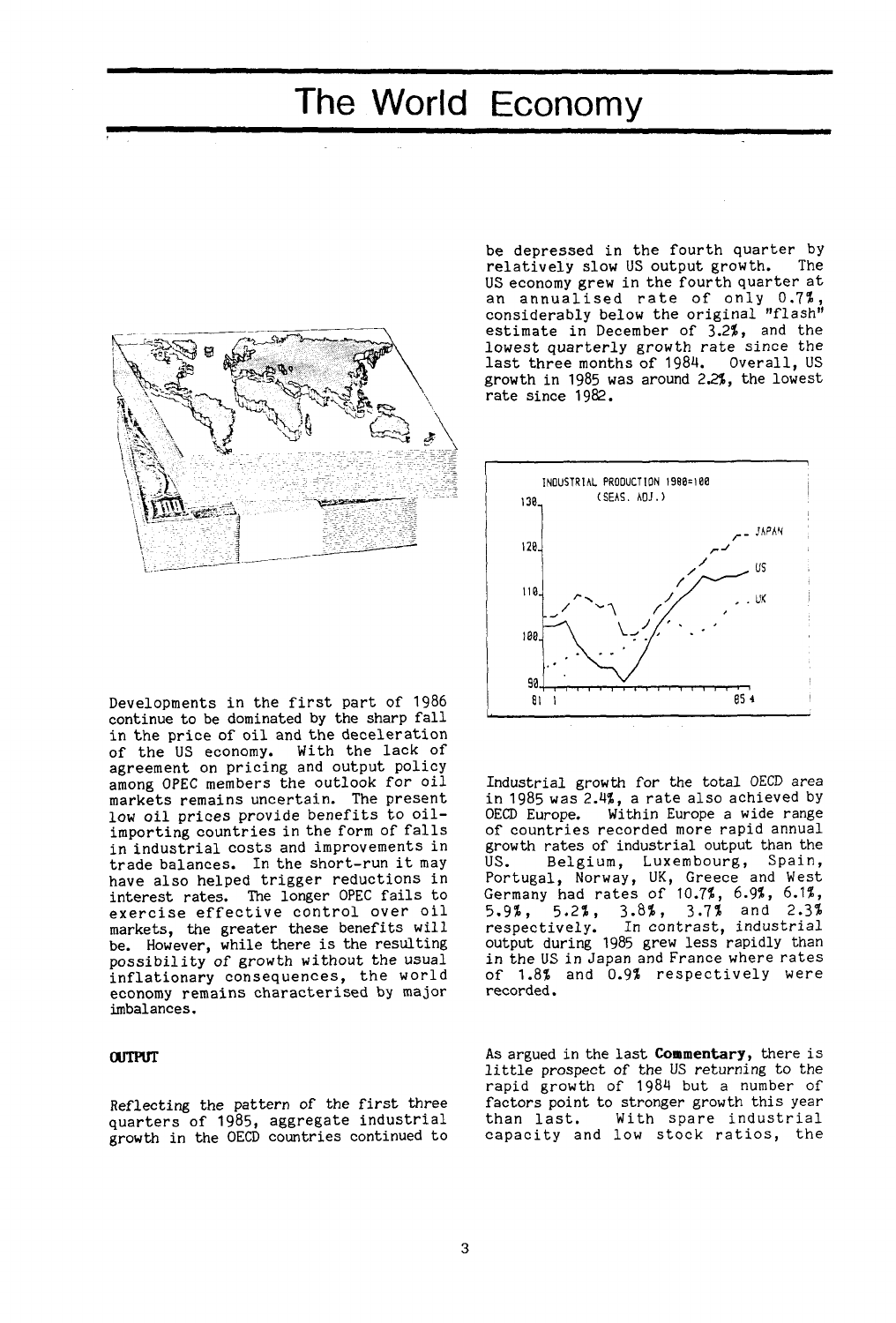# The World Economy

Developments in the first part of 1986 continue to be dominated by the sharp fall in the price of oil and the deceleration of the US economy. With the lack of agreement on pricing and output policy among OPEC members the outlook for oil markets remains uncertain. The present low oil prices provide benefits to oil-importing countries in the form of falls in industrial costs and improvements in trade balances. In the short-run it may have also helped trigger reductions in interest rates. The longer OPEC fails to exercise effective control over oil markets, the greater these benefits will be. However, while there is the resulting possibility of growth without the usual inflationary consequences, the world economy remains characterised by major imbalances.

## OUTPUT

Reflecting the pattern of the first three quarters of 1985, aggregate industrial growth in the OECD countries continued to be depressed in the fourth quarter by relatively slow US output growth. The US economy grew in the fourth quarter at an annualised rate of only 0.7%, considerably below the original "flash" estimate in December of 3.2%, and the lowest quarterly growth rate since the last three months of 1984. Overall, US growth in 1985 was around 2.2%, the lowest rate since 1982.

INDUSTRIAL PRODUCTION 1980=100 (SEAS. ADJ.)

Industrial growth for the total OECD area in 1985 was 2.4%, a rate also achieved by OECD Europe. Within Europe a wide range of countries recorded more rapid annual growth rates of industrial output than the US. Belgium, Luxembourg, Spain, Portugal, Norway, UK, Greece and West Germany had rates of 10.7%, 6.9%, 6.1%, 5.9%, 5.2%, 3.8%, 3.7% and 2.3% respectively. In contrast, industrial output during 1985 grew less rapidly than in the US in Japan and France where rates of 1.8% and 0.9% respectively were recorded.

As argued in the last **Commentary**, there is little prospect of the US returning to the rapid growth of 1984 but a number of factors point to stronger growth this year than last. With spare industrial capacity and low stock ratios, the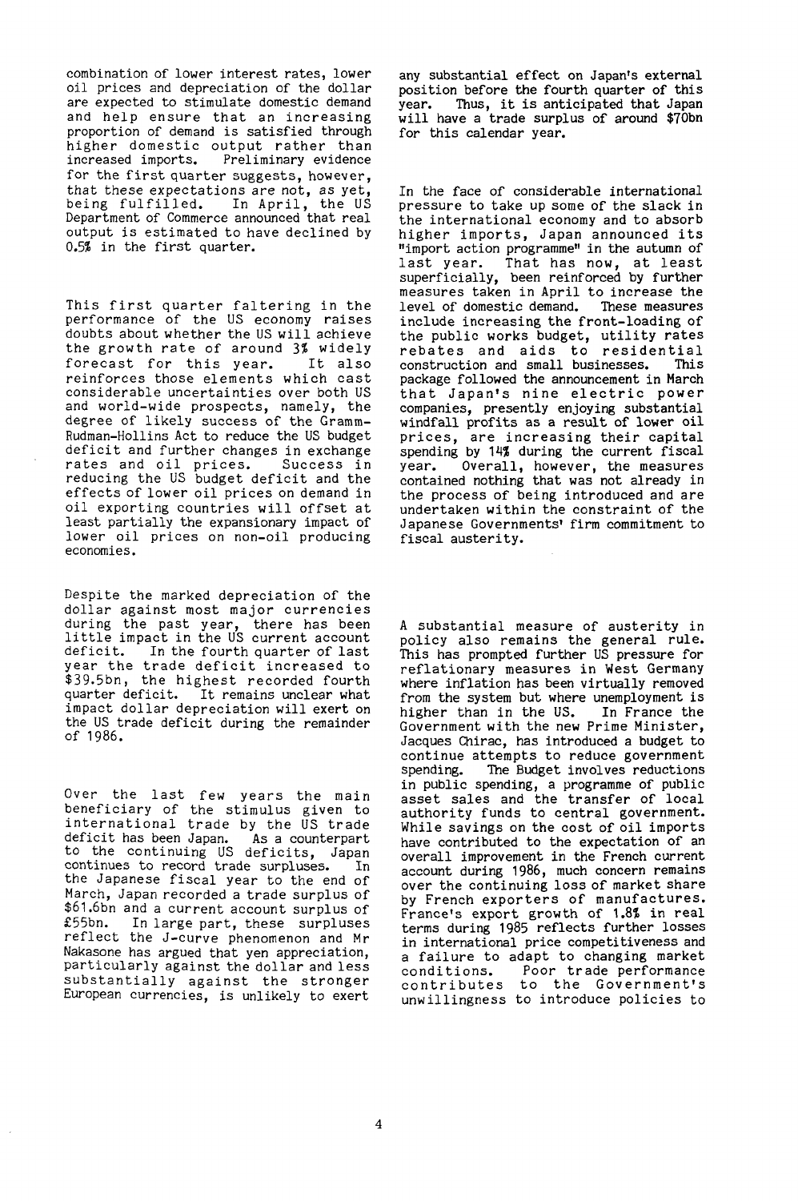combination of lower interest rates, lower oil prices and depreciation of the dollar are expected to stimulate domestic demand and help ensure that an increasing proportion of demand is satisfied through higher domestic output rather than increased imports. Preliminary evidence for the first quarter suggests, however, that these expectations are not, as yet, being fulfilled. In April, the US Department of Commerce announced that real output is estimated to have declined by 0.5% in the first quarter.

This first quarter faltering in the performance of the US economy raises doubts about whether the US will achieve the growth rate of around 3% widely forecast for this year. It also reinforces those elements which cast considerable uncertainties over both US and world-wide prospects, namely, the degree of likely success of the Gramm-Rudman-Hollins Act to reduce the US budget deficit and further changes in exchange rates and oil prices. Success in reducing the US budget deficit and the effects of lower oil prices on demand in oil exporting countries will offset at least partially the expansionary impact of lower oil prices on non-oil producing economies.

Despite the marked depreciation of the dollar against most major currencies during the past year, there has been little impact in the US current account deficit. In the fourth quarter of last year the trade deficit increased to \$39.5bn, the highest recorded fourth quarter deficit. It remains unclear what impact dollar depreciation will exert on the US trade deficit during the remainder of 1986.

Over the last few years the main beneficiary of the stimulus given to international trade by the US trade deficit has been Japan. As a counterpart to the continuing US deficits, Japan continues to record trade surpluses. In the Japanese fiscal year to the end of March, Japan recorded a trade surplus of \$61.6bn and a current account surplus of £55bn. In large part, these surpluses reflect the J-curve phenomenon and Mr Nakasone has argued that yen appreciation, particularly against the dollar and less substantially against the stronger European currencies, is unlikely to exert any substantial effect on Japan's external position before the fourth quarter of this year. Thus, it is anticipated that Japan will have a trade surplus of around \$70bn for this calendar year.

In the face of considerable international pressure to take up some of the slack in the international economy and to absorb higher imports, Japan announced its "import action programme" in the autumn of last year. That has now, at least superficially, been reinforced by further measures taken in April to increase the level of domestic demand. These measures include increasing the front-loading of the public works budget, utility rates rebates and aids to residential construction and small businesses. This package followed the announcement in March that Japan's nine electric power companies, presently enjoying substantial windfall profits as a result of lower oil prices, are increasing their capital spending by 14% during the current fiscal year. Overall, however, the measures contained nothing that was not already in the process of being introduced and are undertaken within the constraint of the Japanese Governments' firm commitment to fiscal austerity.

A substantial measure of austerity in policy also remains the general rule. This has prompted further US pressure for reflationary measures in West Germany where inflation has been virtually removed from the system but where unemployment is higher than in the US. In France the Government with the new Prime Minister, Jacques Chirac, has introduced a budget to continue attempts to reduce government spending. The Budget involves reductions in public spending, a programme of public asset sales and the transfer of local authority funds to central government. While savings on the cost of oil imports have contributed to the expectation of an overall improvement in the French current account during 1986, much concern remains over the continuing loss of market share by French exporters of manufactures. France's export growth of 1.8% in real terms during 1985 reflects further losses in international price competitiveness and a failure to adapt to changing market conditions. Poor trade performance contributes to the Government's unwillingness to introduce policies to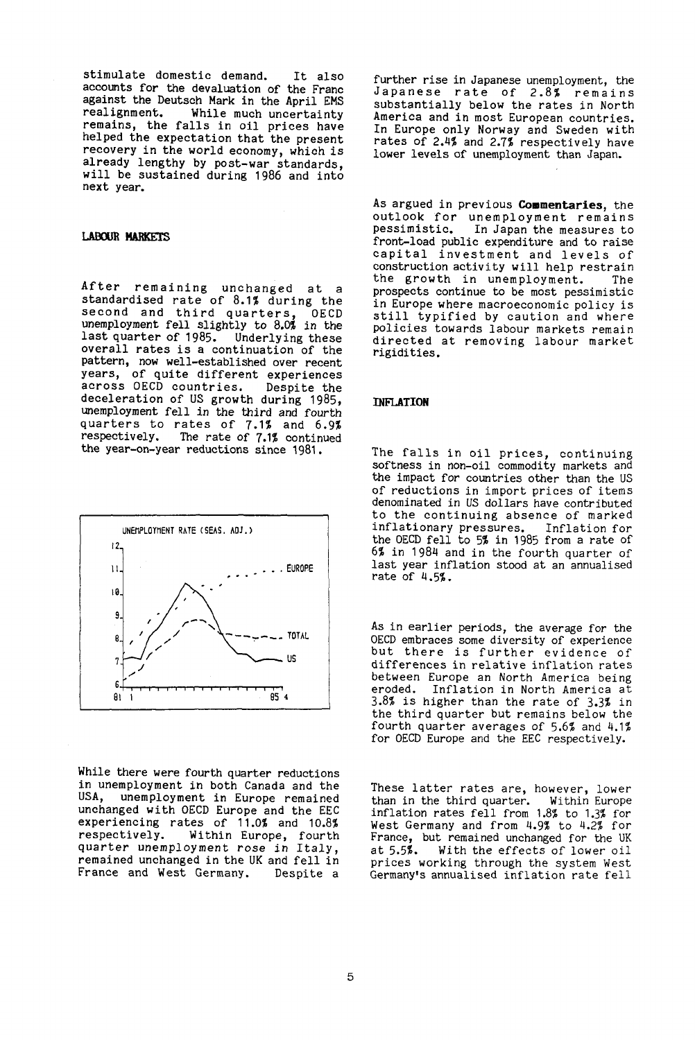stimulate domestic demand. It also accounts for the devaluation of the Franc against the Deutsch Mark in the April EMS realignment. While much uncertainty remains, the falls in oil prices have helped the expectation that the present recovery in the world economy, which is already lengthy by post-war standards, will be sustained during 1986 and into next year.

**LABOUR MARKETS**

After remaining unchanged at a standardised rate of 8.1% during the second and third quarters, OECD unemployment fell slightly to 8.0% in the last quarter of 1985. Underlying these overall rates is a continuation of the pattern, now well-established over recent years, of quite different experiences across OECD countries. Despite the deceleration of US growth during 1985, unemployment fell in the third and fourth quarters to rates of 7.1% and 6.9% respectively. The rate of 7.1% continued the year-on-year reductions since 1981.

UNEMPLOYMENT RATE (SEAS. ADJ.)

While there were fourth quarter reductions in unemployment in both Canada and the USA, unemployment in Europe remained unchanged with OECD Europe and the EEC experiencing rates of 11.0% and 10.8% respectively. Within Europe, fourth quarter unemployment rose in Italy, remained unchanged in the UK and fell in France and West Germany. Despite a further rise in Japanese unemployment, the Japanese rate of 2.8% remains substantially below the rates in North America and in most European countries. In Europe only Norway and Sweden with rates of 2.4% and 2.7% respectively have lower levels of unemployment than Japan.

As argued in previous **Commentaries**, the outlook for unemployment remains pessimistic. In Japan the measures to front-load public expenditure and to raise capital investment and levels of construction activity will help restrain the growth in unemployment. The prospects continue to be most pessimistic in Europe where macroeconomic policy is still typified by caution and where policies towards labour markets remain directed at removing labour market rigidities.

**INFLATION**

The falls in oil prices, continuing softness in non-oil commodity markets and the impact for countries other than the US of reductions in import prices of items denominated in US dollars have contributed to the continuing absence of marked inflationary pressures. Inflation for the OECD fell to 5% in 1985 from a rate of 6% in 1984 and in the fourth quarter of last year inflation stood at an annualised rate of 4.5%.

As in earlier periods, the average for the OECD embraces some diversity of experience but there is further evidence of differences in relative inflation rates between Europe an North America being eroded. Inflation in North America at 3.8% is higher than the rate of 3.3% in the third quarter but remains below the fourth quarter averages of 5.6% and 4.1% for OECD Europe and the EEC respectively.

These latter rates are, however, lower than in the third quarter. Within Europe inflation rates fell from 1.8% to 1.3% for West Germany and from 4.9% to 4.2% for France, but remained unchanged for the UK at 5.5%. With the effects of lower oil prices working through the system West Germany's annualised inflation rate fell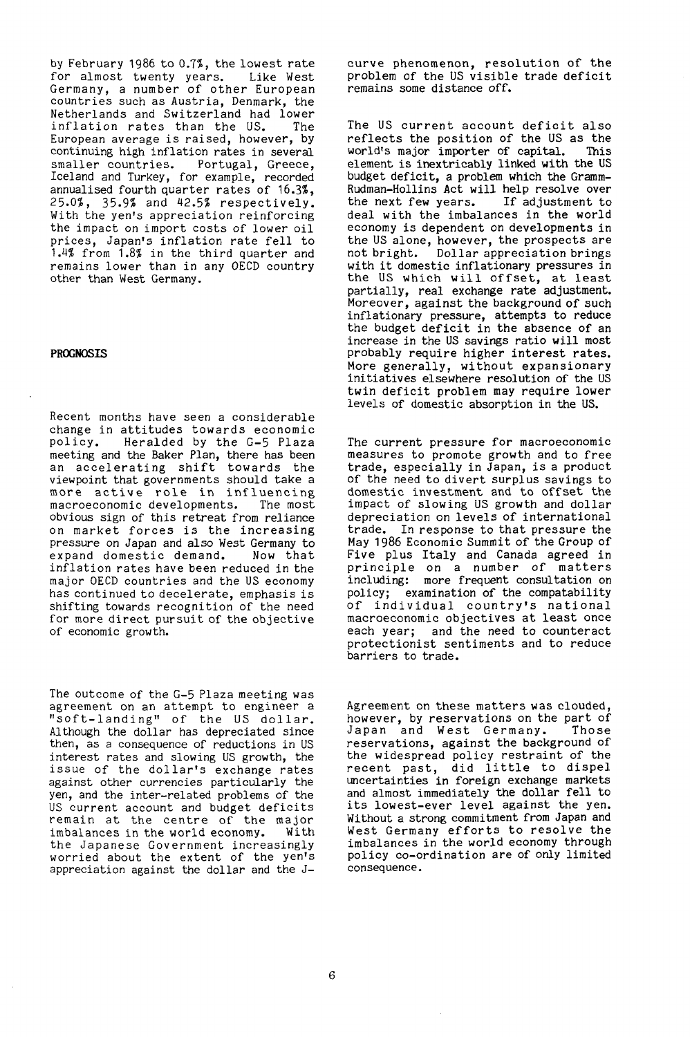by February 1986 to 0.7%, the lowest rate for almost twenty years. Like West Germany, a number of other European countries such as Austria, Denmark, the Netherlands and Switzerland had lower inflation rates than the US. The European average is raised, however, by continuing high inflation rates in several smaller countries. Portugal, Greece, Iceland and Turkey, for example, recorded annualised fourth quarter rates of 16.3%, 25.0%, 35.9% and 42.5% respectively. With the yen's appreciation reinforcing the impact on import costs of lower oil prices, Japan's inflation rate fell to 1.4% from 1.8% in the third quarter and remains lower than in any OECD country other than West Germany.

## PROGNOSIS

Recent months have seen a considerable change in attitudes towards economic policy. Heralded by the G-5 Plaza meeting and the Baker Plan, there has been an accelerating shift towards the viewpoint that governments should take a more active role in influencing macroeconomic developments. The most obvious sign of this retreat from reliance on market forces is the increasing pressure on Japan and also West Germany to expand domestic demand. Now that inflation rates have been reduced in the major OECD countries and the US economy has continued to decelerate, emphasis is shifting towards recognition of the need for more direct pursuit of the objective of economic growth.

The outcome of the G-5 Plaza meeting was agreement on an attempt to engineer a "soft-landing" of the US dollar. Although the dollar has depreciated since then, as a consequence of reductions in US interest rates and slowing US growth, the issue of the dollar's exchange rates against other currencies particularly the yen, and the inter-related problems of the US current account and budget deficits remain at the centre of the major imbalances in the world economy. With the Japanese Government increasingly worried about the extent of the yen's appreciation against the dollar and the J-curve phenomenon, resolution of the problem of the US visible trade deficit remains some distance off.

The US current account deficit also reflects the position of the US as the world's major importer of capital. This element is inextricably linked with the US budget deficit, a problem which the Gramm-Rudman-Hollins Act will help resolve over the next few years. If adjustment to deal with the imbalances in the world economy is dependent on developments in the US alone, however, the prospects are not bright. Dollar appreciation brings with it domestic inflationary pressures in the US which will offset, at least partially, real exchange rate adjustment. Moreover, against the background of such inflationary pressure, attempts to reduce the budget deficit in the absence of an increase in the US savings ratio will most probably require higher interest rates. More generally, without expansionary initiatives elsewhere resolution of the US twin deficit problem may require lower levels of domestic absorption in the US.

The current pressure for macroeconomic measures to promote growth and to free trade, especially in Japan, is a product of the need to divert surplus savings to domestic investment and to offset the impact of slowing US growth and dollar depreciation on levels of international trade. In response to that pressure the May 1986 Economic Summit of the Group of Five plus Italy and Canada agreed in principle on a number of matters including: more frequent consultation on policy; examination of the compatability of individual country's national macroeconomic objectives at least once each year; and the need to counteract protectionist sentiments and to reduce barriers to trade.

Agreement on these matters was clouded, however, by reservations on the part of Japan and West Germany. Those reservations, against the background of the widespread policy restraint of the recent past, did little to dispel uncertainties in foreign exchange markets and almost immediately the dollar fell to its lowest-ever level against the yen. Without a strong commitment from Japan and West Germany efforts to resolve the imbalances in the world economy through policy co-ordination are of only limited consequence.